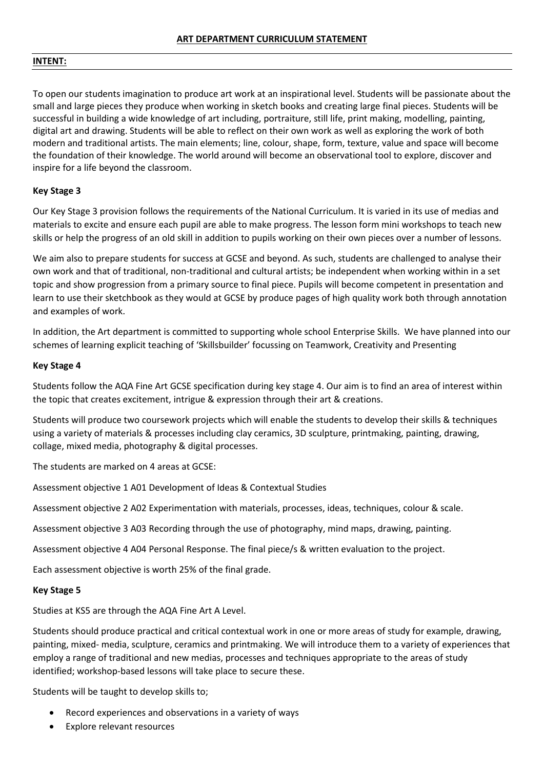# ART DEPARTMENT CURRICULUM STATEMENT

## INTENT:

To open our students imagination to produce art work at an inspirational level. Students will be passionate about the small and large pieces they produce when working in sketch books and creating large final pieces. Students will be successful in building a wide knowledge of art including, portraiture, still life, print making, modelling, painting, digital art and drawing. Students will be able to reflect on their own work as well as exploring the work of both modern and traditional artists. The main elements; line, colour, shape, form, texture, value and space will become the foundation of their knowledge. The world around will become an observational tool to explore, discover and inspire for a life beyond the classroom.

### Key Stage 3

Our Key Stage 3 provision follows the requirements of the National Curriculum. It is varied in its use of medias and materials to excite and ensure each pupil are able to make progress. The lesson form mini workshops to teach new skills or help the progress of an old skill in addition to pupils working on their own pieces over a number of lessons.

We aim also to prepare students for success at GCSE and beyond. As such, students are challenged to analyse their own work and that of traditional, non-traditional and cultural artists; be independent when working within in a set topic and show progression from a primary source to final piece. Pupils will become competent in presentation and learn to use their sketchbook as they would at GCSE by produce pages of high quality work both through annotation and examples of work.

In addition, the Art department is committed to supporting whole school Enterprise Skills. We have planned into our schemes of learning explicit teaching of 'Skillsbuilder' focussing on Teamwork, Creativity and Presenting

### Key Stage 4

Students follow the AQA Fine Art GCSE specification during key stage 4. Our aim is to find an area of interest within the topic that creates excitement, intrigue & expression through their art & creations.

Students will produce two coursework projects which will enable the students to develop their skills & techniques using a variety of materials & processes including clay ceramics, 3D sculpture, printmaking, painting, drawing, collage, mixed media, photography & digital processes.

The students are marked on 4 areas at GCSE:

Assessment objective 1 A01 Development of Ideas & Contextual Studies

Assessment objective 2 A02 Experimentation with materials, processes, ideas, techniques, colour & scale.

Assessment objective 3 A03 Recording through the use of photography, mind maps, drawing, painting.

Assessment objective 4 A04 Personal Response. The final piece/s & written evaluation to the project.

Each assessment objective is worth 25% of the final grade.

### Key Stage 5

Studies at KS5 are through the AQA Fine Art A Level.

Students should produce practical and critical contextual work in one or more areas of study for example, drawing, painting, mixed- media, sculpture, ceramics and printmaking. We will introduce them to a variety of experiences that employ a range of traditional and new medias, processes and techniques appropriate to the areas of study identified; workshop-based lessons will take place to secure these.

Students will be taught to develop skills to;

- Record experiences and observations in a variety of ways
- Explore relevant resources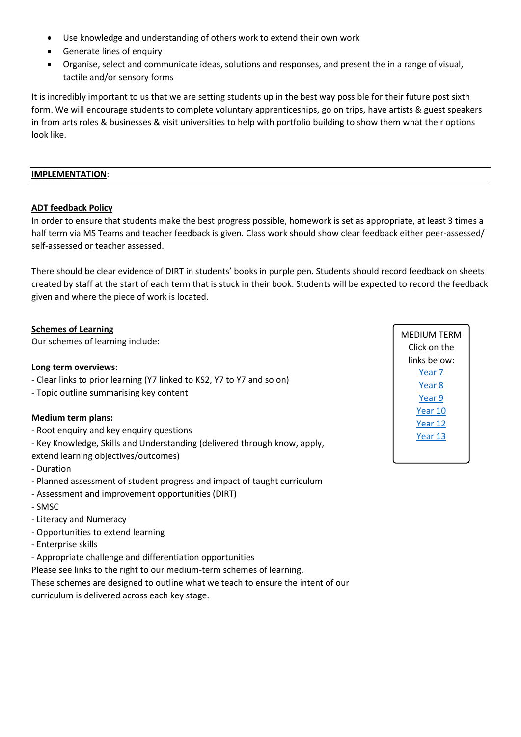- Use knowledge and understanding of others work to extend their own work
- Generate lines of enquiry
- Organise, select and communicate ideas, solutions and responses, and present the in a range of visual, tactile and/or sensory forms

It is incredibly important to us that we are setting students up in the best way possible for their future post sixth form. We will encourage students to complete voluntary apprenticeships, go on trips, have artists & guest speakers in from arts roles & businesses & visit universities to help with portfolio building to show them what their options look like.

---

**IMPLEMENTATION**:

---

**ADT feedback Policy**

In order to ensure that students make the best progress possible, homework is set as appropriate, at least 3 times a half term via MS Teams and teacher feedback is given. Class work should show clear feedback either peer-assessed/ self-assessed or teacher assessed.

There should be clear evidence of DIRT in students' books in purple pen. Students should record feedback on sheets created by staff at the start of each term that is stuck in their book. Students will be expected to record the feedback given and where the piece of work is located.

**Schemes of Learning**

Our schemes of learning include:

**Long term overviews:**

- Clear links to prior learning (Y7 linked to KS2, Y7 to Y7 and so on)
- Topic outline summarising key content

**Medium term plans:**

- Root enquiry and key enquiry questions
- Key Knowledge, Skills and Understanding (delivered through know, apply, extend learning objectives/outcomes)
- Duration
- Planned assessment of student progress and impact of taught curriculum
- Assessment and improvement opportunities (DIRT)
- SMSC
- Literacy and Numeracy
- Opportunities to extend learning
- Enterprise skills
- Appropriate challenge and differentiation opportunities

Please see links to the right to our medium-term schemes of learning.
These schemes are designed to outline what we teach to ensure the intent of our curriculum is delivered across each key stage.

MEDIUM TERM
Click on the links below:
Year 7
Year 8
Year 9
Year 10
Year 12
Year 13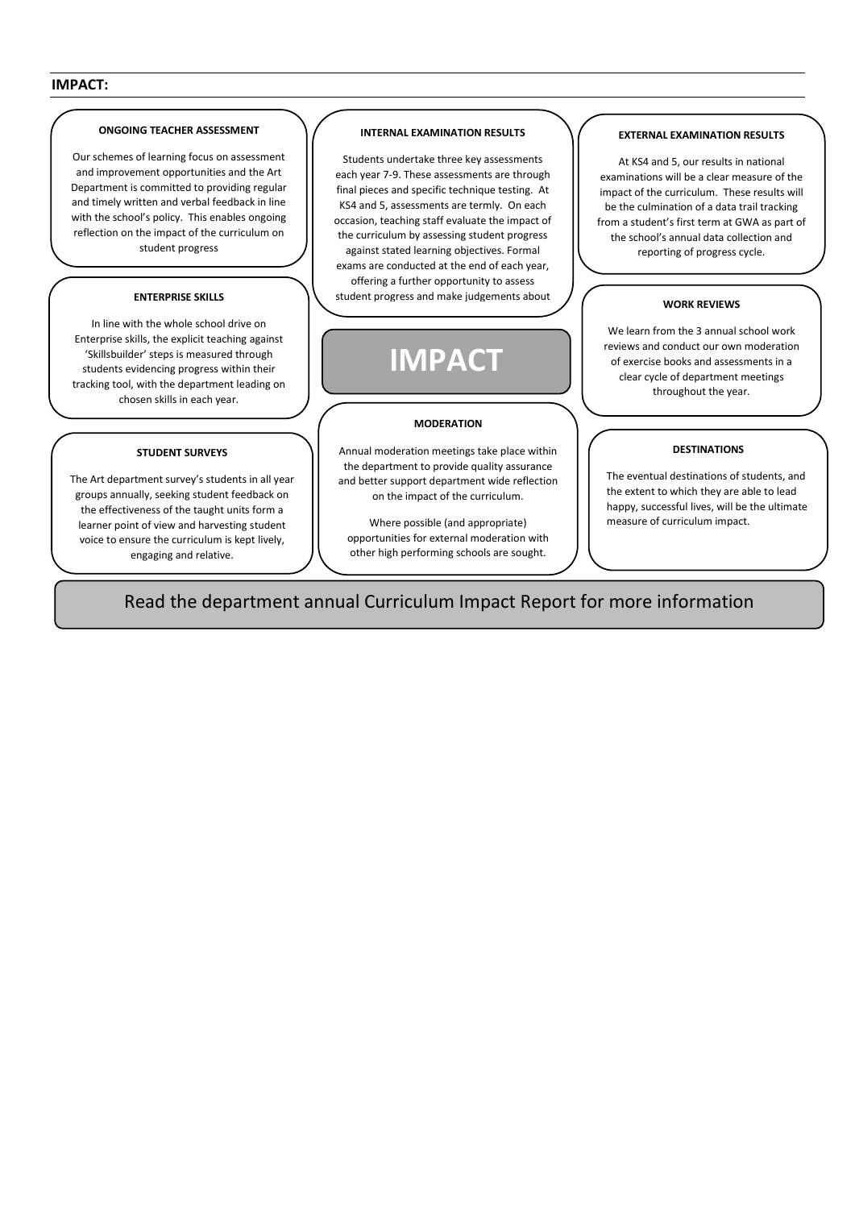## IMPACT:

### ONGOING TEACHER ASSESSMENT

Our schemes of learning focus on assessment and improvement opportunities and the Art Department is committed to providing regular and timely written and verbal feedback in line with the school's policy. This enables ongoing reflection on the impact of the curriculum on student progress

### INTERNAL EXAMINATION RESULTS

Students undertake three key assessments each year 7-9. These assessments are through final pieces and specific technique testing. At KS4 and 5, assessments are termly. On each occasion, teaching staff evaluate the impact of the curriculum by assessing student progress against stated learning objectives. Formal exams are conducted at the end of each year, offering a further opportunity to assess student progress and make judgements about

### EXTERNAL EXAMINATION RESULTS

At KS4 and 5, our results in national examinations will be a clear measure of the impact of the curriculum. These results will be the culmination of a data trail tracking from a student's first term at GWA as part of the school's annual data collection and reporting of progress cycle.

### ENTERPRISE SKILLS

In line with the whole school drive on Enterprise skills, the explicit teaching against 'Skillsbuilder' steps is measured through students evidencing progress within their tracking tool, with the department leading on chosen skills in each year.

# IMPACT

### WORK REVIEWS

We learn from the 3 annual school work reviews and conduct our own moderation of exercise books and assessments in a clear cycle of department meetings throughout the year.

### STUDENT SURVEYS

The Art department survey's students in all year groups annually, seeking student feedback on the effectiveness of the taught units form a learner point of view and harvesting student voice to ensure the curriculum is kept lively, engaging and relative.

### MODERATION

Annual moderation meetings take place within the department to provide quality assurance and better support department wide reflection on the impact of the curriculum.

Where possible (and appropriate) opportunities for external moderation with other high performing schools are sought.

### DESTINATIONS

The eventual destinations of students, and the extent to which they are able to lead happy, successful lives, will be the ultimate measure of curriculum impact.

Read the department annual Curriculum Impact Report for more information